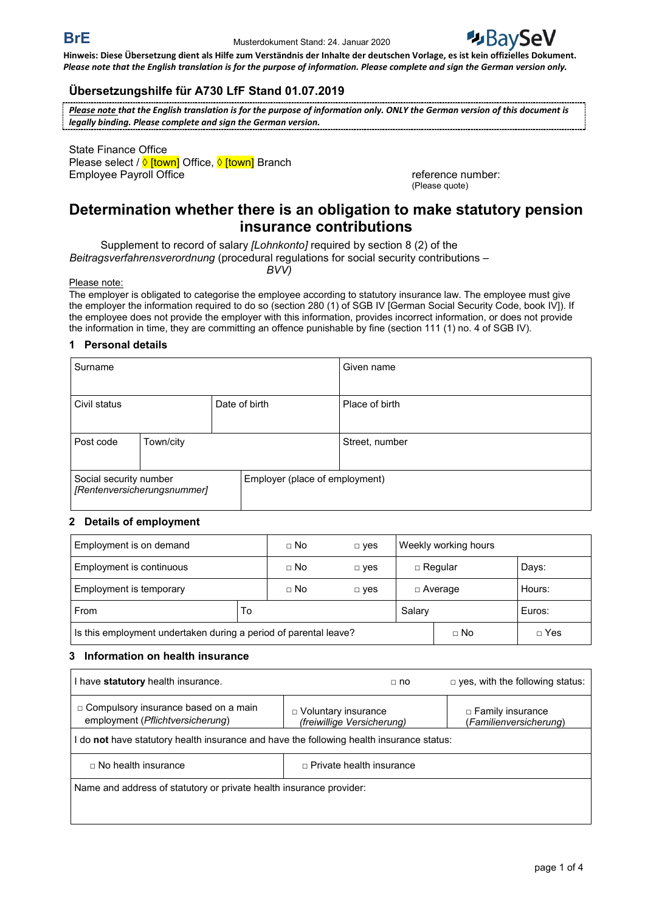BrE Musterdokument Stand: 24. Januar 2020 BaySeV

**Hinweis: Diese Übersetzung dient als Hilfe zum Verständnis der Inhalte der deutschen Vorlage, es ist kein offizielles Dokument.**
***Please note that the English translation is for the purpose of information. Please complete and sign the German version only.***

## Übersetzungshilfe für A730 LfF Stand 01.07.2019

***Please note that the English translation is for the purpose of information only. ONLY the German version of this document is legally binding. Please complete and sign the German version.***

State Finance Office
Please select / ◊ [town] Office, ◊ [town] Branch
Employee Payroll Office

reference number:
(Please quote)

# Determination whether there is an obligation to make statutory pension insurance contributions

Supplement to record of salary *[Lohnkonto]* required by section 8 (2) of the *Beitragsverfahrensverordnung* (procedural regulations for social security contributions – *BVV)*

Please note:
The employer is obligated to categorise the employee according to statutory insurance law. The employee must give the employer the information required to do so (section 280 (1) of SGB IV [German Social Security Code, book IV]). If the employee does not provide the employer with this information, provides incorrect information, or does not provide the information in time, they are committing an offence punishable by fine (section 111 (1) no. 4 of SGB IV).

### 1 Personal details

| Surname | | | Given name |
|---|---|---|---|
| Civil status | | Date of birth | Place of birth |
| Post code | Town/city | | Street, number |
| Social security number *[Rentenversicherungsnummer]* | | Employer (place of employment) | |

### 2 Details of employment

| Employment is on demand | | □ No | □ yes | Weekly working hours | |
|---|---|---|---|---|---|
| Employment is continuous | | □ No | □ yes | □ Regular | Days: |
| Employment is temporary | | □ No | □ yes | □ Average | Hours: |
| From | To | | | Salary | Euros: |
| Is this employment undertaken during a period of parental leave? | | | | □ No | □ Yes |

### 3 Information on health insurance

| I have **statutory** health insurance. | □ no | □ yes, with the following status: |
|---|---|---|
| □ Compulsory insurance based on a main employment (*Pflichtversicherung*) | □ Voluntary insurance (*freiwillige Versicherung)* | □ Family insurance (*Familienversicherung*) |
| I do **not** have statutory health insurance and have the following health insurance status: | | |
| □ No health insurance | □ Private health insurance | |
| Name and address of statutory or private health insurance provider: | | |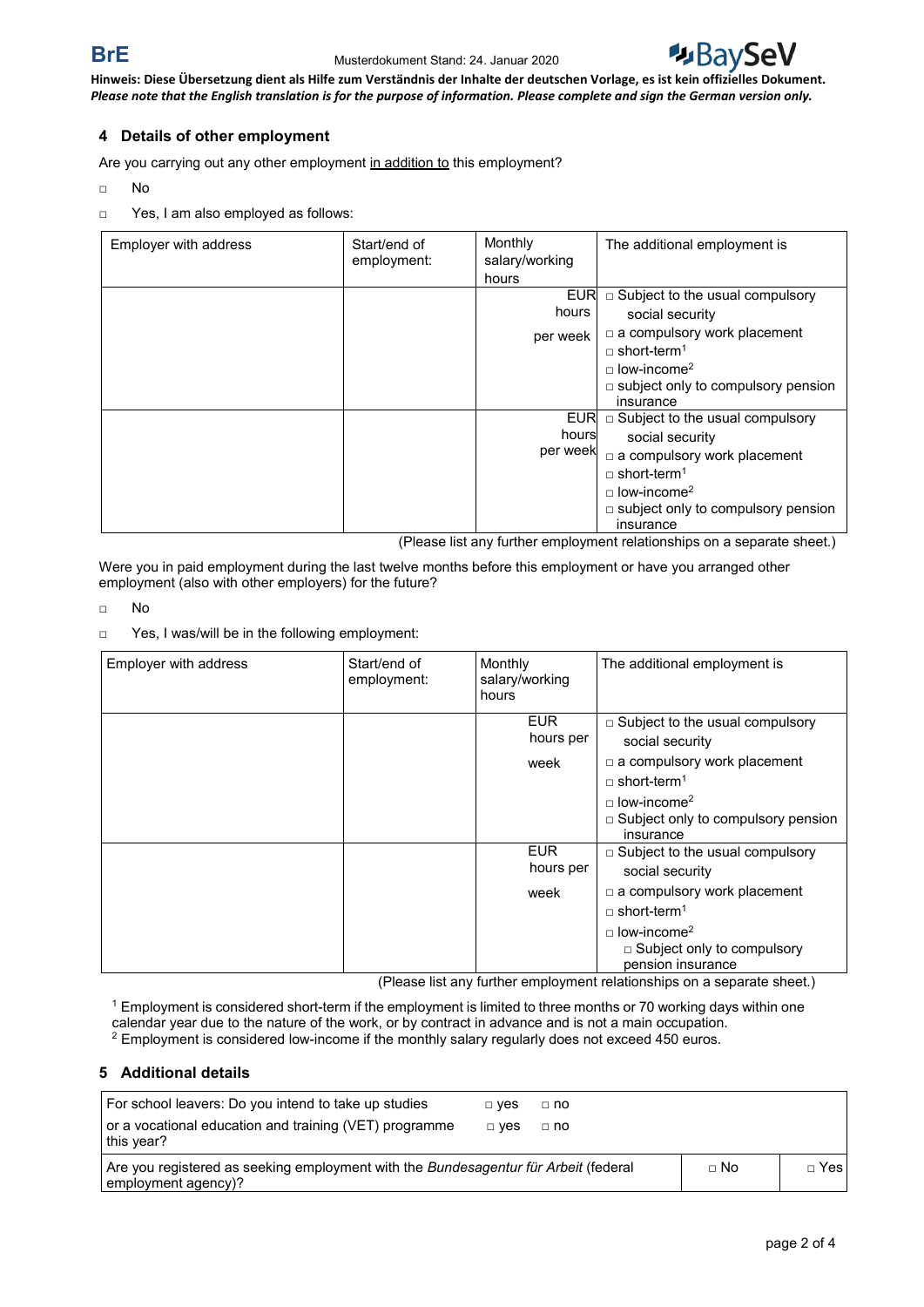Hinweis: Diese Übersetzung dient als Hilfe zum Verständnis der Inhalte der deutschen Vorlage, es ist kein offizielles Dokument.
*Please note that the English translation is for the purpose of information. Please complete and sign the German version only.*

## 4 Details of other employment

Are you carrying out any other employment in addition to this employment?

□ No

□ Yes, I am also employed as follows:

| Employer with address | Start/end of employment: | Monthly salary/working hours | The additional employment is |
|---|---|---|---|
| | | EUR<br>hours<br>per week | □ Subject to the usual compulsory social security<br>□ a compulsory work placement<br>□ short-term[1]<br>□ low-income[2]<br>□ subject only to compulsory pension insurance |
| | | EUR<br>hours<br>per week | □ Subject to the usual compulsory social security<br>□ a compulsory work placement<br>□ short-term[1]<br>□ low-income[2]<br>□ subject only to compulsory pension insurance |

(Please list any further employment relationships on a separate sheet.)

Were you in paid employment during the last twelve months before this employment or have you arranged other employment (also with other employers) for the future?

□ No

□ Yes, I was/will be in the following employment:

| Employer with address | Start/end of employment: | Monthly salary/working hours | The additional employment is |
|---|---|---|---|
| | | EUR<br>hours per<br>week | □ Subject to the usual compulsory social security<br>□ a compulsory work placement<br>□ short-term[1]<br>□ low-income[2]<br>□ Subject only to compulsory pension insurance |
| | | EUR<br>hours per<br>week | □ Subject to the usual compulsory social security<br>□ a compulsory work placement<br>□ short-term[1]<br>□ low-income[2]<br>□ Subject only to compulsory pension insurance |

(Please list any further employment relationships on a separate sheet.)

[1] Employment is considered short-term if the employment is limited to three months or 70 working days within one calendar year due to the nature of the work, or by contract in advance and is not a main occupation.
[2] Employment is considered low-income if the monthly salary regularly does not exceed 450 euros.

## 5 Additional details

| For school leavers: Do you intend to take up studies | □ yes | □ no |
|---|---|---|
| or a vocational education and training (VET) programme this year? | □ yes | □ no |
| Are you registered as seeking employment with the *Bundesagentur für Arbeit* (federal employment agency)? | □ No | □ Yes |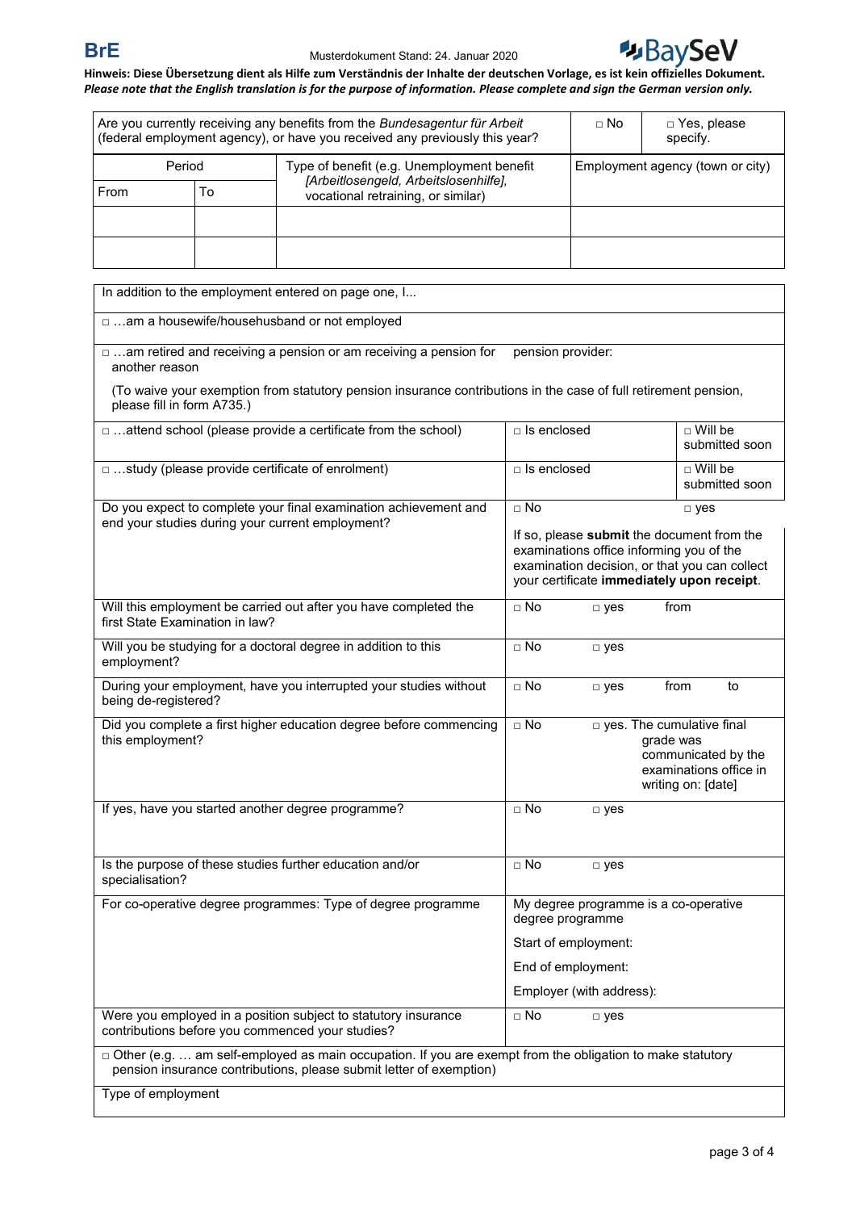**Hinweis: Diese Übersetzung dient als Hilfe zum Verständnis der Inhalte der deutschen Vorlage, es ist kein offizielles Dokument.**
***Please note that the English translation is for the purpose of information. Please complete and sign the German version only.***

| Are you currently receiving any benefits from the *Bundesagentur für Arbeit* (federal employment agency), or have you received any previously this year? | | □ No | □ Yes, please specify. |
|---|---|---|---|
| Period | | Type of benefit (e.g. Unemployment benefit *[Arbeitslosengeld, Arbeitslosenhilfe]*, vocational retraining, or similar) | Employment agency (town or city) |
| From | To | | |
| | | | |
| | | | |

| In addition to the employment entered on page one, I... | | |
|---|---|---|
| □ …am a housewife/househusband or not employed | | |
| □ …am retired and receiving a pension or am receiving a pension for another reason | pension provider: | |
| (To waive your exemption from statutory pension insurance contributions in the case of full retirement pension, please fill in form A735.) | | |
| □ …attend school (please provide a certificate from the school) | □ Is enclosed | □ Will be submitted soon |
| □ …study (please provide certificate of enrolment) | □ Is enclosed | □ Will be submitted soon |
| Do you expect to complete your final examination achievement and end your studies during your current employment? | □ No | □ yes |
| | If so, please **submit** the document from the examinations office informing you of the examination decision, or that you can collect your certificate **immediately upon receipt**. | |
| Will this employment be carried out after you have completed the first State Examination in law? | □ No □ yes | from |
| Will you be studying for a doctoral degree in addition to this employment? | □ No □ yes | |
| During your employment, have you interrupted your studies without being de-registered? | □ No □ yes | from to |
| Did you complete a first higher education degree before commencing this employment? | □ No | □ yes. The cumulative final grade was communicated by the examinations office in writing on: [date] |
| If yes, have you started another degree programme? | □ No □ yes | |
| Is the purpose of these studies further education and/or specialisation? | □ No □ yes | |
| For co-operative degree programmes: Type of degree programme | My degree programme is a co-operative degree programme | |
| | Start of employment: | |
| | End of employment: | |
| | Employer (with address): | |
| Were you employed in a position subject to statutory insurance contributions before you commenced your studies? | □ No □ yes | |
| □ Other (e.g. … am self-employed as main occupation. If you are exempt from the obligation to make statutory pension insurance contributions, please submit letter of exemption) | | |
| Type of employment | | |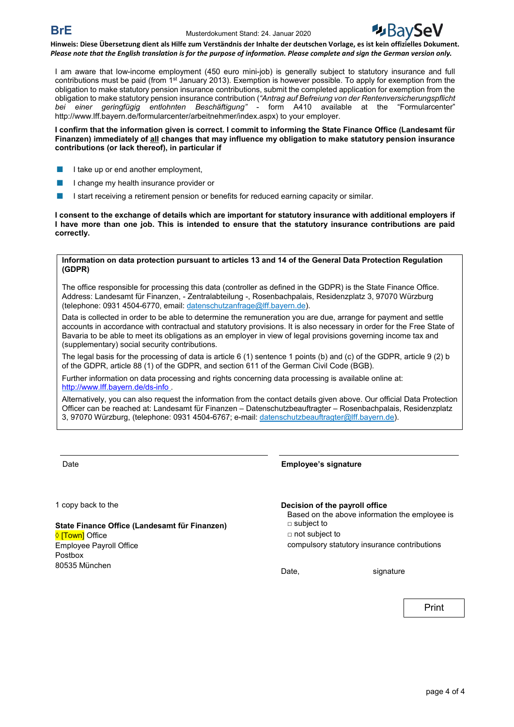**Hinweis: Diese Übersetzung dient als Hilfe zum Verständnis der Inhalte der deutschen Vorlage, es ist kein offizielles Dokument.**
***Please note that the English translation is for the purpose of information. Please complete and sign the German version only.***

I am aware that low-income employment (450 euro mini-job) is generally subject to statutory insurance and full contributions must be paid (from 1st January 2013). Exemption is however possible. To apply for exemption from the obligation to make statutory pension insurance contributions, submit the completed application for exemption from the obligation to make statutory pension insurance contribution (*"Antrag auf Befreiung von der Rentenversicherungspflicht bei einer geringfügig entlohnten Beschäftigung"* - form A410 available at the "Formularcenter" http://www.lff.bayern.de/formularcenter/arbeitnehmer/index.aspx) to your employer.

**I confirm that the information given is correct. I commit to informing the State Finance Office (Landesamt für Finanzen) immediately of all changes that may influence my obligation to make statutory pension insurance contributions (or lack thereof), in particular if**

- I take up or end another employment,
- I change my health insurance provider or
- I start receiving a retirement pension or benefits for reduced earning capacity or similar.

**I consent to the exchange of details which are important for statutory insurance with additional employers if I have more than one job. This is intended to ensure that the statutory insurance contributions are paid correctly.**

**Information on data protection pursuant to articles 13 and 14 of the General Data Protection Regulation (GDPR)**

The office responsible for processing this data (controller as defined in the GDPR) is the State Finance Office. Address: Landesamt für Finanzen, - Zentralabteilung -, Rosenbachpalais, Residenzplatz 3, 97070 Würzburg (telephone: 0931 4504-6770, email: datenschutzanfrage@lff.bayern.de).

Data is collected in order to be able to determine the remuneration you are due, arrange for payment and settle accounts in accordance with contractual and statutory provisions. It is also necessary in order for the Free State of Bavaria to be able to meet its obligations as an employer in view of legal provisions governing income tax and (supplementary) social security contributions.

The legal basis for the processing of data is article 6 (1) sentence 1 points (b) and (c) of the GDPR, article 9 (2) b of the GDPR, article 88 (1) of the GDPR, and section 611 of the German Civil Code (BGB).

Further information on data processing and rights concerning data processing is available online at: http://www.lff.bayern.de/ds-info .

Alternatively, you can also request the information from the contact details given above. Our official Data Protection Officer can be reached at: Landesamt für Finanzen – Datenschutzbeauftragter – Rosenbachpalais, Residenzplatz 3, 97070 Würzburg, (telephone: 0931 4504-6767; e-mail: datenschutzbeauftragter@lff.bayern.de).

Date

**Employee's signature**

1 copy back to the

**State Finance Office (Landesamt für Finanzen)**
◊ [Town] Office
Employee Payroll Office
Postbox
80535 München

**Decision of the payroll office**
Based on the above information the employee is
□ subject to
□ not subject to
compulsory statutory insurance contributions

Date, signature

Print